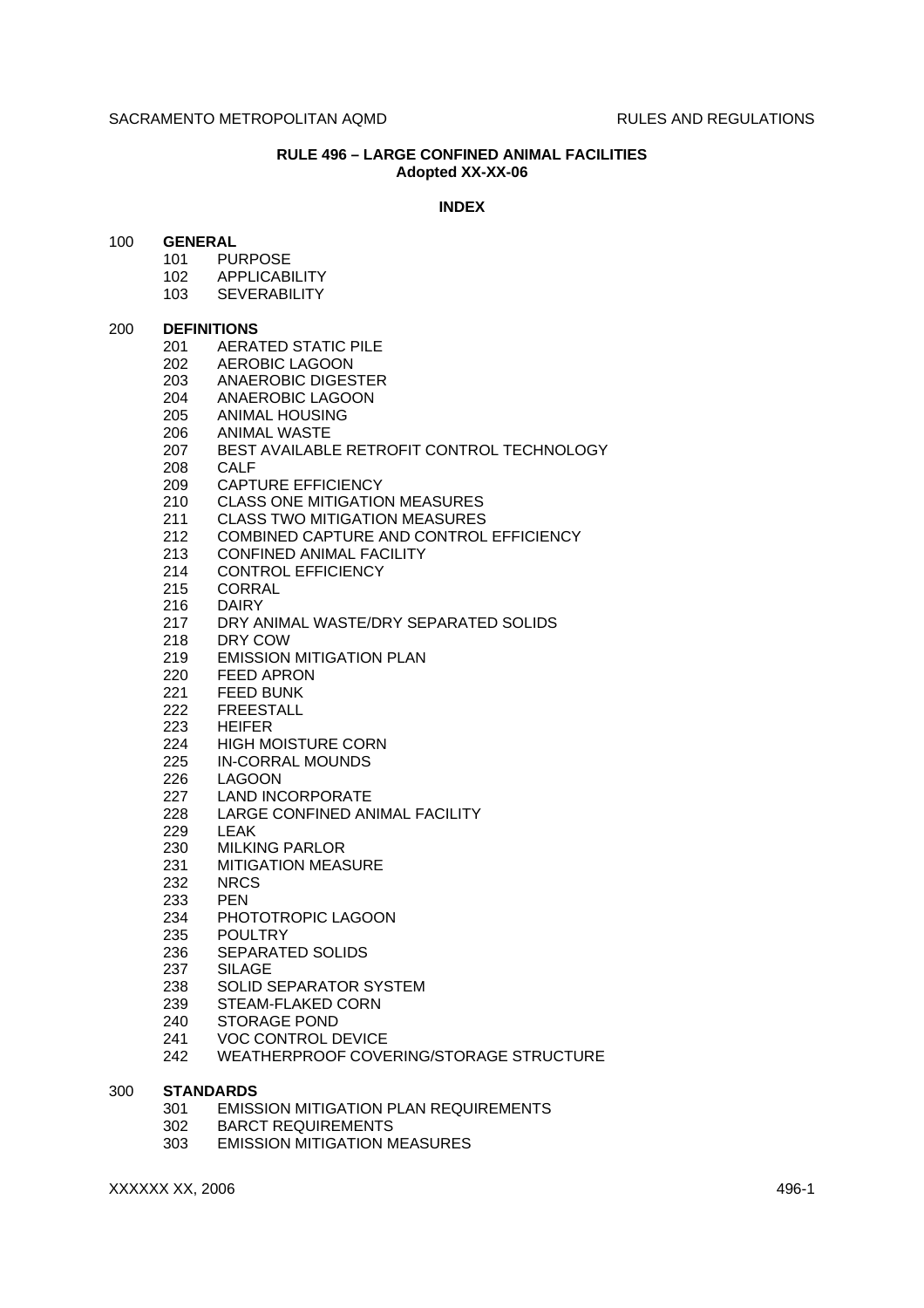# RULE 496 – LARGE CONFINED ANIMAL FACILITIES

**Adopted XX-XX-06**

## INDEX

**100 GENERAL**

- 101 PURPOSE
- 102 APPLICABILITY
- 103 SEVERABILITY

**200 DEFINITIONS**

- 201 AERATED STATIC PILE
- 202 AEROBIC LAGOON
- 203 ANAEROBIC DIGESTER
- 204 ANAEROBIC LAGOON
- 205 ANIMAL HOUSING
- 206 ANIMAL WASTE
- 207 BEST AVAILABLE RETROFIT CONTROL TECHNOLOGY
- 208 CALF
- 209 CAPTURE EFFICIENCY
- 210 CLASS ONE MITIGATION MEASURES
- 211 CLASS TWO MITIGATION MEASURES
- 212 COMBINED CAPTURE AND CONTROL EFFICIENCY
- 213 CONFINED ANIMAL FACILITY
- 214 CONTROL EFFICIENCY
- 215 CORRAL
- 216 DAIRY
- 217 DRY ANIMAL WASTE/DRY SEPARATED SOLIDS
- 218 DRY COW
- 219 EMISSION MITIGATION PLAN
- 220 FEED APRON
- 221 FEED BUNK
- 222 FREESTALL
- 223 HEIFER
- 224 HIGH MOISTURE CORN
- 225 IN-CORRAL MOUNDS
- 226 LAGOON
- 227 LAND INCORPORATE
- 228 LARGE CONFINED ANIMAL FACILITY
- 229 LEAK
- 230 MILKING PARLOR
- 231 MITIGATION MEASURE
- 232 NRCS
- 233 PEN
- 234 PHOTOTROPIC LAGOON
- 235 POULTRY
- 236 SEPARATED SOLIDS
- 237 SILAGE
- 238 SOLID SEPARATOR SYSTEM
- 239 STEAM-FLAKED CORN
- 240 STORAGE POND
- 241 VOC CONTROL DEVICE
- 242 WEATHERPROOF COVERING/STORAGE STRUCTURE

**300 STANDARDS**

- 301 EMISSION MITIGATION PLAN REQUIREMENTS
- 302 BARCT REQUIREMENTS
- 303 EMISSION MITIGATION MEASURES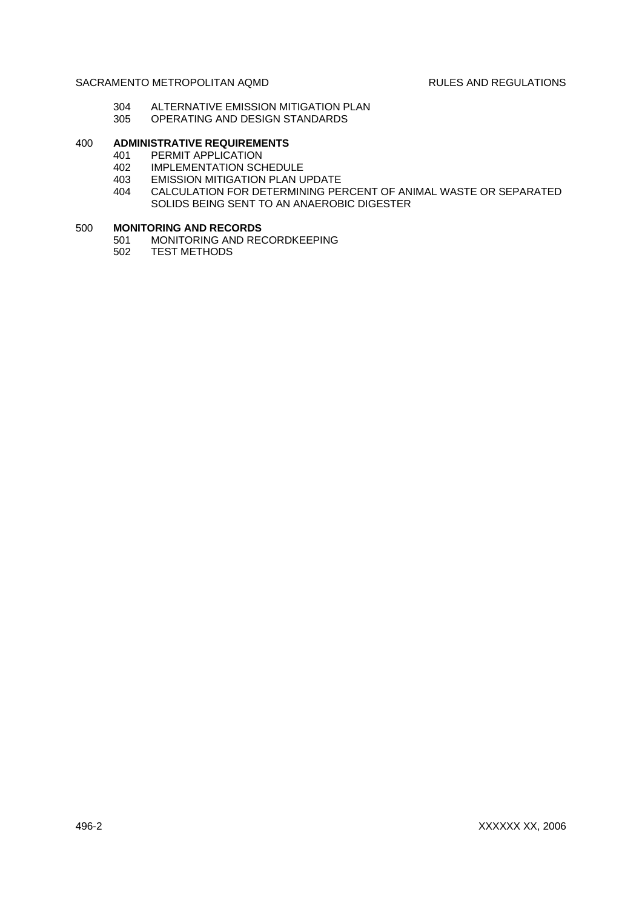304 ALTERNATIVE EMISSION MITIGATION PLAN
305 OPERATING AND DESIGN STANDARDS

400 **ADMINISTRATIVE REQUIREMENTS**
401 PERMIT APPLICATION
402 IMPLEMENTATION SCHEDULE
403 EMISSION MITIGATION PLAN UPDATE
404 CALCULATION FOR DETERMINING PERCENT OF ANIMAL WASTE OR SEPARATED SOLIDS BEING SENT TO AN ANAEROBIC DIGESTER

500 **MONITORING AND RECORDS**
501 MONITORING AND RECORDKEEPING
502 TEST METHODS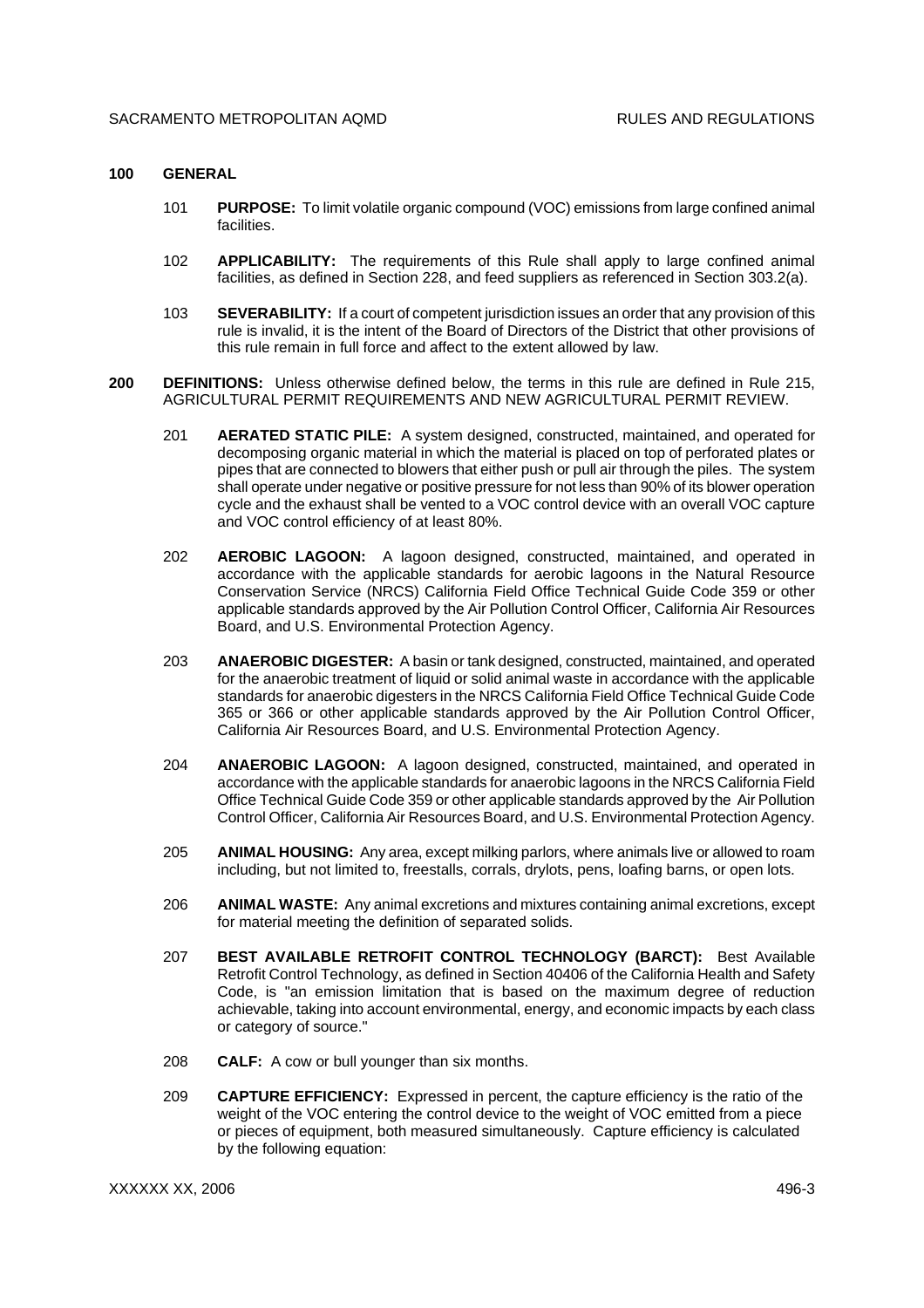## 100 GENERAL

101 **PURPOSE:** To limit volatile organic compound (VOC) emissions from large confined animal facilities.

102 **APPLICABILITY:** The requirements of this Rule shall apply to large confined animal facilities, as defined in Section 228, and feed suppliers as referenced in Section 303.2(a).

103 **SEVERABILITY:** If a court of competent jurisdiction issues an order that any provision of this rule is invalid, it is the intent of the Board of Directors of the District that other provisions of this rule remain in full force and affect to the extent allowed by law.

## 200 DEFINITIONS:

Unless otherwise defined below, the terms in this rule are defined in Rule 215, AGRICULTURAL PERMIT REQUIREMENTS AND NEW AGRICULTURAL PERMIT REVIEW.

201 **AERATED STATIC PILE:** A system designed, constructed, maintained, and operated for decomposing organic material in which the material is placed on top of perforated plates or pipes that are connected to blowers that either push or pull air through the piles. The system shall operate under negative or positive pressure for not less than 90% of its blower operation cycle and the exhaust shall be vented to a VOC control device with an overall VOC capture and VOC control efficiency of at least 80%.

202 **AEROBIC LAGOON:** A lagoon designed, constructed, maintained, and operated in accordance with the applicable standards for aerobic lagoons in the Natural Resource Conservation Service (NRCS) California Field Office Technical Guide Code 359 or other applicable standards approved by the Air Pollution Control Officer, California Air Resources Board, and U.S. Environmental Protection Agency.

203 **ANAEROBIC DIGESTER:** A basin or tank designed, constructed, maintained, and operated for the anaerobic treatment of liquid or solid animal waste in accordance with the applicable standards for anaerobic digesters in the NRCS California Field Office Technical Guide Code 365 or 366 or other applicable standards approved by the Air Pollution Control Officer, California Air Resources Board, and U.S. Environmental Protection Agency.

204 **ANAEROBIC LAGOON:** A lagoon designed, constructed, maintained, and operated in accordance with the applicable standards for anaerobic lagoons in the NRCS California Field Office Technical Guide Code 359 or other applicable standards approved by the Air Pollution Control Officer, California Air Resources Board, and U.S. Environmental Protection Agency.

205 **ANIMAL HOUSING:** Any area, except milking parlors, where animals live or allowed to roam including, but not limited to, freestalls, corrals, drylots, pens, loafing barns, or open lots.

206 **ANIMAL WASTE:** Any animal excretions and mixtures containing animal excretions, except for material meeting the definition of separated solids.

207 **BEST AVAILABLE RETROFIT CONTROL TECHNOLOGY (BARCT):** Best Available Retrofit Control Technology, as defined in Section 40406 of the California Health and Safety Code, is "an emission limitation that is based on the maximum degree of reduction achievable, taking into account environmental, energy, and economic impacts by each class or category of source."

208 **CALF:** A cow or bull younger than six months.

209 **CAPTURE EFFICIENCY:** Expressed in percent, the capture efficiency is the ratio of the weight of the VOC entering the control device to the weight of VOC emitted from a piece or pieces of equipment, both measured simultaneously. Capture efficiency is calculated by the following equation: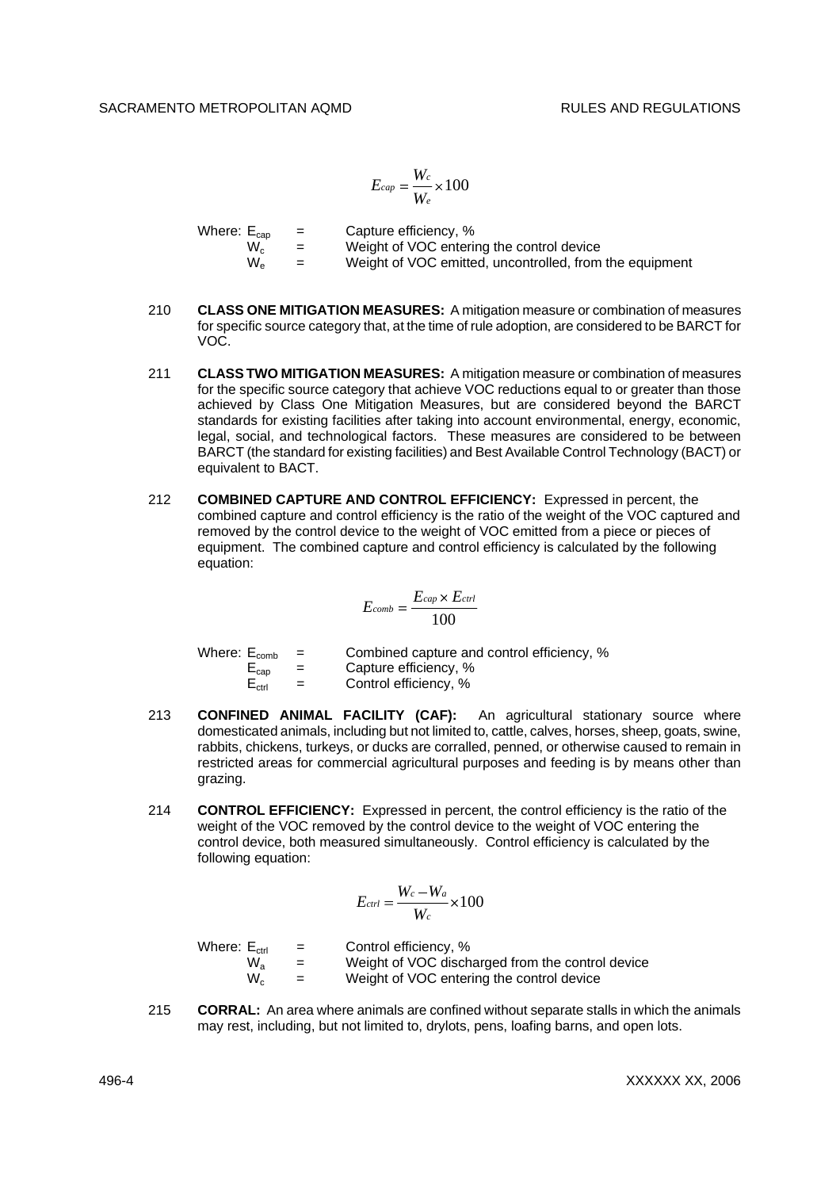$$E_{cap} = \frac{W_c}{W_e} \times 100$$

Where: $E_{cap}$ = Capture efficiency, %
$W_c$ = Weight of VOC entering the control device
$W_e$ = Weight of VOC emitted, uncontrolled, from the equipment

210 **CLASS ONE MITIGATION MEASURES:** A mitigation measure or combination of measures for specific source category that, at the time of rule adoption, are considered to be BARCT for VOC.

211 **CLASS TWO MITIGATION MEASURES:** A mitigation measure or combination of measures for the specific source category that achieve VOC reductions equal to or greater than those achieved by Class One Mitigation Measures, but are considered beyond the BARCT standards for existing facilities after taking into account environmental, energy, economic, legal, social, and technological factors. These measures are considered to be between BARCT (the standard for existing facilities) and Best Available Control Technology (BACT) or equivalent to BACT.

212 **COMBINED CAPTURE AND CONTROL EFFICIENCY:** Expressed in percent, the combined capture and control efficiency is the ratio of the weight of the VOC captured and removed by the control device to the weight of VOC emitted from a piece or pieces of equipment. The combined capture and control efficiency is calculated by the following equation:

$$E_{comb} = \frac{E_{cap} \times E_{ctrl}}{100}$$

Where: $E_{comb}$ = Combined capture and control efficiency, %
$E_{cap}$ = Capture efficiency, %
$E_{ctrl}$ = Control efficiency, %

213 **CONFINED ANIMAL FACILITY (CAF):** An agricultural stationary source where domesticated animals, including but not limited to, cattle, calves, horses, sheep, goats, swine, rabbits, chickens, turkeys, or ducks are corralled, penned, or otherwise caused to remain in restricted areas for commercial agricultural purposes and feeding is by means other than grazing.

214 **CONTROL EFFICIENCY:** Expressed in percent, the control efficiency is the ratio of the weight of the VOC removed by the control device to the weight of VOC entering the control device, both measured simultaneously. Control efficiency is calculated by the following equation:

$$E_{ctrl} = \frac{W_c - W_a}{W_c} \times 100$$

Where: $E_{ctrl}$ = Control efficiency, %
$W_a$ = Weight of VOC discharged from the control device
$W_c$ = Weight of VOC entering the control device

215 **CORRAL:** An area where animals are confined without separate stalls in which the animals may rest, including, but not limited to, drylots, pens, loafing barns, and open lots.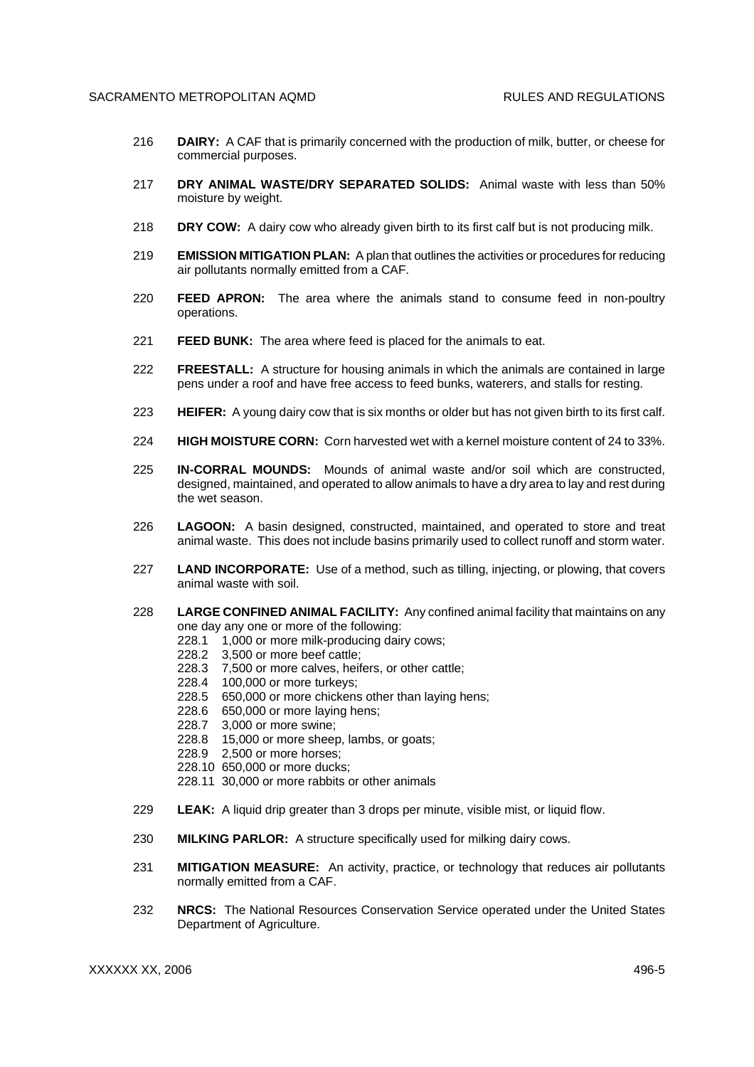216 **DAIRY:** A CAF that is primarily concerned with the production of milk, butter, or cheese for commercial purposes.

217 **DRY ANIMAL WASTE/DRY SEPARATED SOLIDS:** Animal waste with less than 50% moisture by weight.

218 **DRY COW:** A dairy cow who already given birth to its first calf but is not producing milk.

219 **EMISSION MITIGATION PLAN:** A plan that outlines the activities or procedures for reducing air pollutants normally emitted from a CAF.

220 **FEED APRON:** The area where the animals stand to consume feed in non-poultry operations.

221 **FEED BUNK:** The area where feed is placed for the animals to eat.

222 **FREESTALL:** A structure for housing animals in which the animals are contained in large pens under a roof and have free access to feed bunks, waterers, and stalls for resting.

223 **HEIFER:** A young dairy cow that is six months or older but has not given birth to its first calf.

224 **HIGH MOISTURE CORN:** Corn harvested wet with a kernel moisture content of 24 to 33%.

225 **IN-CORRAL MOUNDS:** Mounds of animal waste and/or soil which are constructed, designed, maintained, and operated to allow animals to have a dry area to lay and rest during the wet season.

226 **LAGOON:** A basin designed, constructed, maintained, and operated to store and treat animal waste. This does not include basins primarily used to collect runoff and storm water.

227 **LAND INCORPORATE:** Use of a method, such as tilling, injecting, or plowing, that covers animal waste with soil.

228 **LARGE CONFINED ANIMAL FACILITY:** Any confined animal facility that maintains on any one day any one or more of the following:

- 228.1 1,000 or more milk-producing dairy cows;
- 228.2 3,500 or more beef cattle;
- 228.3 7,500 or more calves, heifers, or other cattle;
- 228.4 100,000 or more turkeys;
- 228.5 650,000 or more chickens other than laying hens;
- 228.6 650,000 or more laying hens;
- 228.7 3,000 or more swine;
- 228.8 15,000 or more sheep, lambs, or goats;
- 228.9 2,500 or more horses;
- 228.10 650,000 or more ducks;
- 228.11 30,000 or more rabbits or other animals

229 **LEAK:** A liquid drip greater than 3 drops per minute, visible mist, or liquid flow.

230 **MILKING PARLOR:** A structure specifically used for milking dairy cows.

231 **MITIGATION MEASURE:** An activity, practice, or technology that reduces air pollutants normally emitted from a CAF.

232 **NRCS:** The National Resources Conservation Service operated under the United States Department of Agriculture.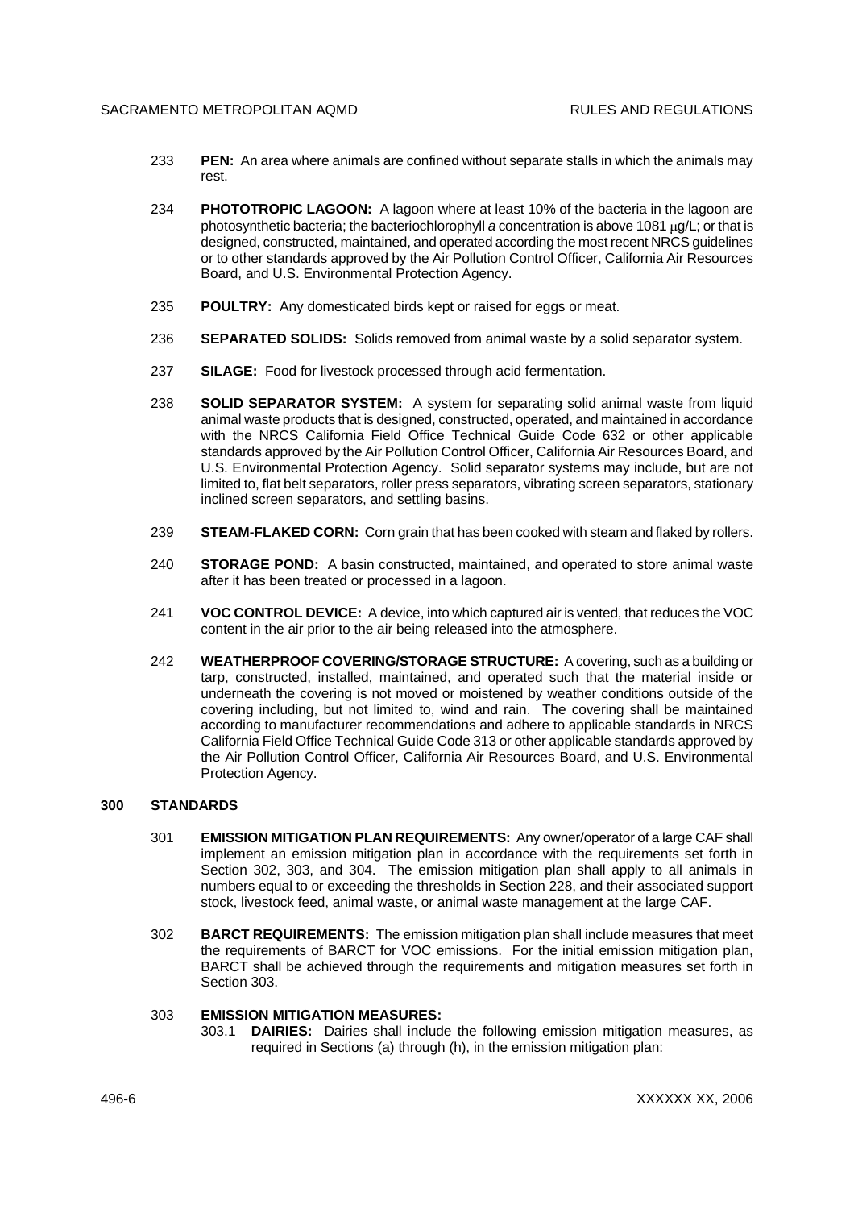233 **PEN:** An area where animals are confined without separate stalls in which the animals may rest.

234 **PHOTOTROPIC LAGOON:** A lagoon where at least 10% of the bacteria in the lagoon are photosynthetic bacteria; the bacteriochlorophyll *a* concentration is above 1081 $\mu$g/L; or that is designed, constructed, maintained, and operated according the most recent NRCS guidelines or to other standards approved by the Air Pollution Control Officer, California Air Resources Board, and U.S. Environmental Protection Agency.

235 **POULTRY:** Any domesticated birds kept or raised for eggs or meat.

236 **SEPARATED SOLIDS:** Solids removed from animal waste by a solid separator system.

237 **SILAGE:** Food for livestock processed through acid fermentation.

238 **SOLID SEPARATOR SYSTEM:** A system for separating solid animal waste from liquid animal waste products that is designed, constructed, operated, and maintained in accordance with the NRCS California Field Office Technical Guide Code 632 or other applicable standards approved by the Air Pollution Control Officer, California Air Resources Board, and U.S. Environmental Protection Agency. Solid separator systems may include, but are not limited to, flat belt separators, roller press separators, vibrating screen separators, stationary inclined screen separators, and settling basins.

239 **STEAM-FLAKED CORN:** Corn grain that has been cooked with steam and flaked by rollers.

240 **STORAGE POND:** A basin constructed, maintained, and operated to store animal waste after it has been treated or processed in a lagoon.

241 **VOC CONTROL DEVICE:** A device, into which captured air is vented, that reduces the VOC content in the air prior to the air being released into the atmosphere.

242 **WEATHERPROOF COVERING/STORAGE STRUCTURE:** A covering, such as a building or tarp, constructed, installed, maintained, and operated such that the material inside or underneath the covering is not moved or moistened by weather conditions outside of the covering including, but not limited to, wind and rain. The covering shall be maintained according to manufacturer recommendations and adhere to applicable standards in NRCS California Field Office Technical Guide Code 313 or other applicable standards approved by the Air Pollution Control Officer, California Air Resources Board, and U.S. Environmental Protection Agency.

## 300 STANDARDS

301 **EMISSION MITIGATION PLAN REQUIREMENTS:** Any owner/operator of a large CAF shall implement an emission mitigation plan in accordance with the requirements set forth in Section 302, 303, and 304. The emission mitigation plan shall apply to all animals in numbers equal to or exceeding the thresholds in Section 228, and their associated support stock, livestock feed, animal waste, or animal waste management at the large CAF.

302 **BARCT REQUIREMENTS:** The emission mitigation plan shall include measures that meet the requirements of BARCT for VOC emissions. For the initial emission mitigation plan, BARCT shall be achieved through the requirements and mitigation measures set forth in Section 303.

303 **EMISSION MITIGATION MEASURES:**

303.1 **DAIRIES:** Dairies shall include the following emission mitigation measures, as required in Sections (a) through (h), in the emission mitigation plan: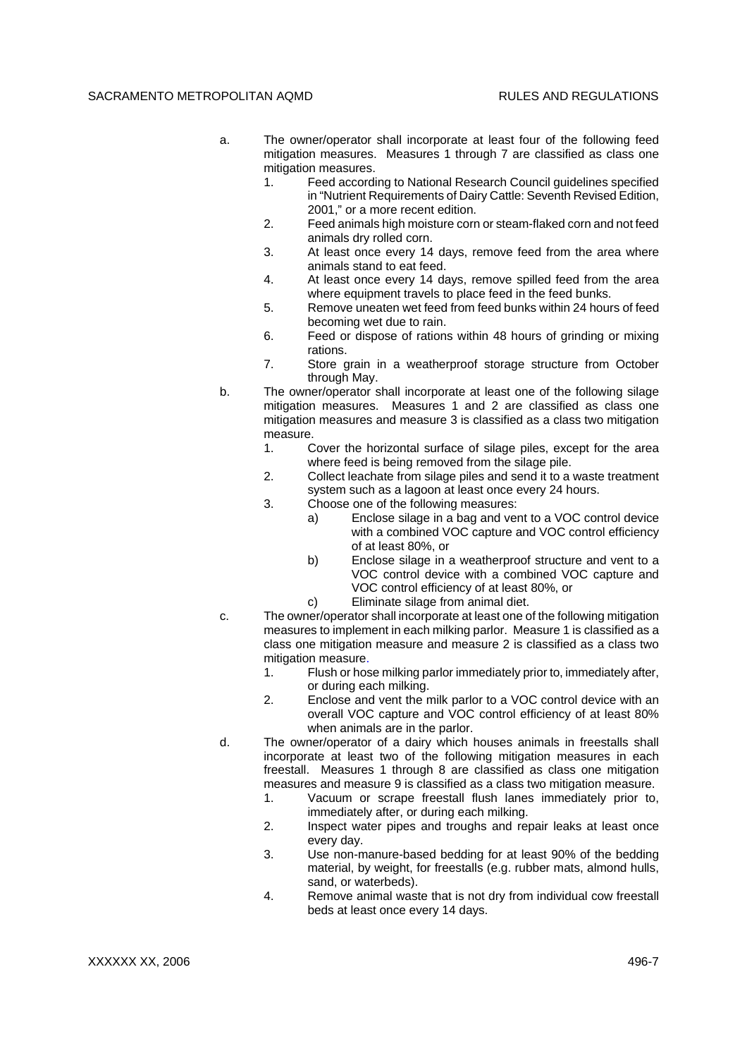a. The owner/operator shall incorporate at least four of the following feed mitigation measures. Measures 1 through 7 are classified as class one mitigation measures.
   1. Feed according to National Research Council guidelines specified in "Nutrient Requirements of Dairy Cattle: Seventh Revised Edition, 2001," or a more recent edition.
   2. Feed animals high moisture corn or steam-flaked corn and not feed animals dry rolled corn.
   3. At least once every 14 days, remove feed from the area where animals stand to eat feed.
   4. At least once every 14 days, remove spilled feed from the area where equipment travels to place feed in the feed bunks.
   5. Remove uneaten wet feed from feed bunks within 24 hours of feed becoming wet due to rain.
   6. Feed or dispose of rations within 48 hours of grinding or mixing rations.
   7. Store grain in a weatherproof storage structure from October through May.

b. The owner/operator shall incorporate at least one of the following silage mitigation measures. Measures 1 and 2 are classified as class one mitigation measures and measure 3 is classified as a class two mitigation measure.
   1. Cover the horizontal surface of silage piles, except for the area where feed is being removed from the silage pile.
   2. Collect leachate from silage piles and send it to a waste treatment system such as a lagoon at least once every 24 hours.
   3. Choose one of the following measures:
      a) Enclose silage in a bag and vent to a VOC control device with a combined VOC capture and VOC control efficiency of at least 80%, or
      b) Enclose silage in a weatherproof structure and vent to a VOC control device with a combined VOC capture and VOC control efficiency of at least 80%, or
      c) Eliminate silage from animal diet.

c. The owner/operator shall incorporate at least one of the following mitigation measures to implement in each milking parlor. Measure 1 is classified as a class one mitigation measure and measure 2 is classified as a class two mitigation measure.
   1. Flush or hose milking parlor immediately prior to, immediately after, or during each milking.
   2. Enclose and vent the milk parlor to a VOC control device with an overall VOC capture and VOC control efficiency of at least 80% when animals are in the parlor.

d. The owner/operator of a dairy which houses animals in freestalls shall incorporate at least two of the following mitigation measures in each freestall. Measures 1 through 8 are classified as class one mitigation measures and measure 9 is classified as a class two mitigation measure.
   1. Vacuum or scrape freestall flush lanes immediately prior to, immediately after, or during each milking.
   2. Inspect water pipes and troughs and repair leaks at least once every day.
   3. Use non-manure-based bedding for at least 90% of the bedding material, by weight, for freestalls (e.g. rubber mats, almond hulls, sand, or waterbeds).
   4. Remove animal waste that is not dry from individual cow freestall beds at least once every 14 days.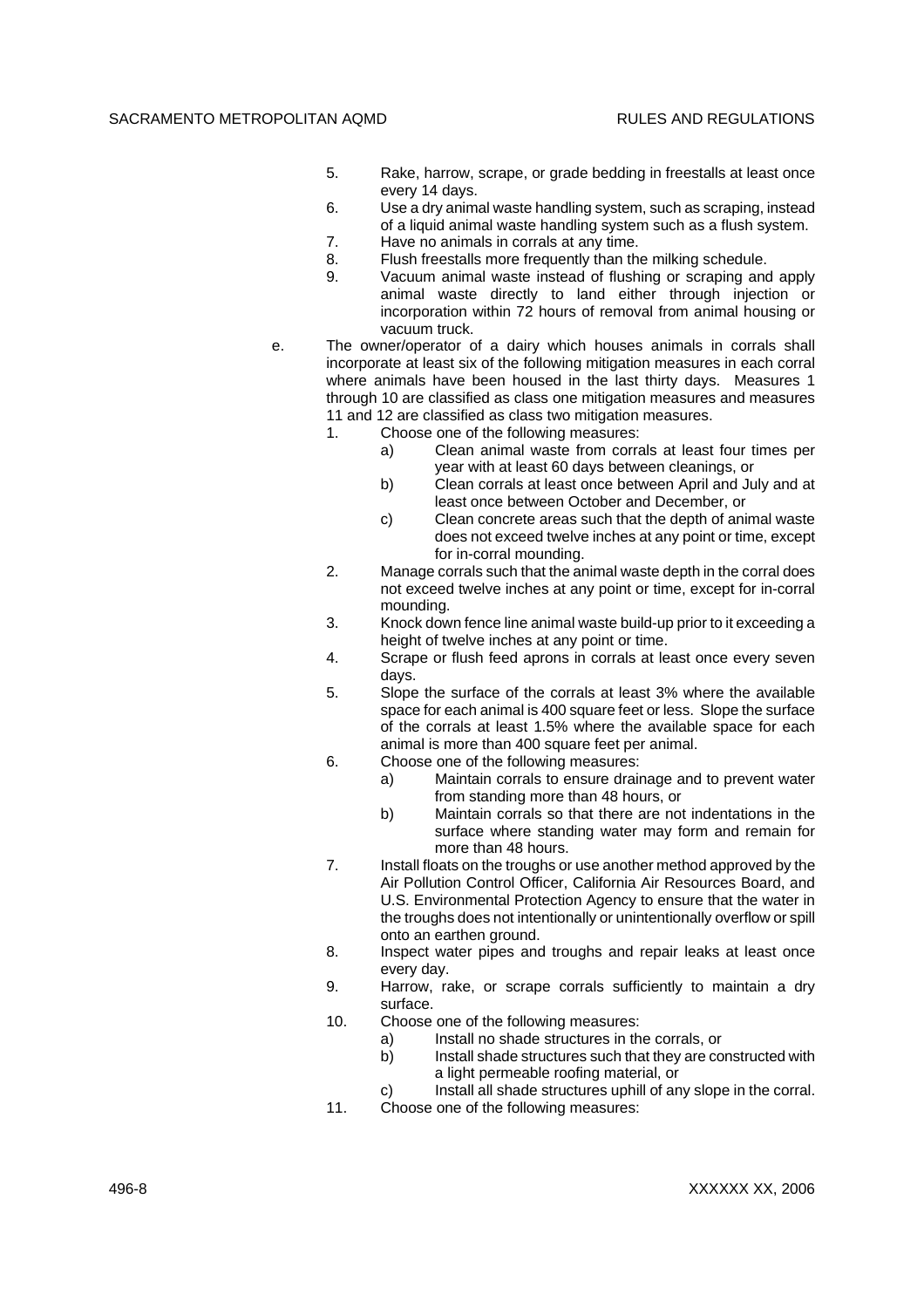5. Rake, harrow, scrape, or grade bedding in freestalls at least once every 14 days.
6. Use a dry animal waste handling system, such as scraping, instead of a liquid animal waste handling system such as a flush system.
7. Have no animals in corrals at any time.
8. Flush freestalls more frequently than the milking schedule.
9. Vacuum animal waste instead of flushing or scraping and apply animal waste directly to land either through injection or incorporation within 72 hours of removal from animal housing or vacuum truck.

e. The owner/operator of a dairy which houses animals in corrals shall incorporate at least six of the following mitigation measures in each corral where animals have been housed in the last thirty days. Measures 1 through 10 are classified as class one mitigation measures and measures 11 and 12 are classified as class two mitigation measures.

1. Choose one of the following measures:
   a) Clean animal waste from corrals at least four times per year with at least 60 days between cleanings, or
   b) Clean corrals at least once between April and July and at least once between October and December, or
   c) Clean concrete areas such that the depth of animal waste does not exceed twelve inches at any point or time, except for in-corral mounding.
2. Manage corrals such that the animal waste depth in the corral does not exceed twelve inches at any point or time, except for in-corral mounding.
3. Knock down fence line animal waste build-up prior to it exceeding a height of twelve inches at any point or time.
4. Scrape or flush feed aprons in corrals at least once every seven days.
5. Slope the surface of the corrals at least 3% where the available space for each animal is 400 square feet or less. Slope the surface of the corrals at least 1.5% where the available space for each animal is more than 400 square feet per animal.
6. Choose one of the following measures:
   a) Maintain corrals to ensure drainage and to prevent water from standing more than 48 hours, or
   b) Maintain corrals so that there are not indentations in the surface where standing water may form and remain for more than 48 hours.
7. Install floats on the troughs or use another method approved by the Air Pollution Control Officer, California Air Resources Board, and U.S. Environmental Protection Agency to ensure that the water in the troughs does not intentionally or unintentionally overflow or spill onto an earthen ground.
8. Inspect water pipes and troughs and repair leaks at least once every day.
9. Harrow, rake, or scrape corrals sufficiently to maintain a dry surface.
10. Choose one of the following measures:
    a) Install no shade structures in the corrals, or
    b) Install shade structures such that they are constructed with a light permeable roofing material, or
    c) Install all shade structures uphill of any slope in the corral.
11. Choose one of the following measures: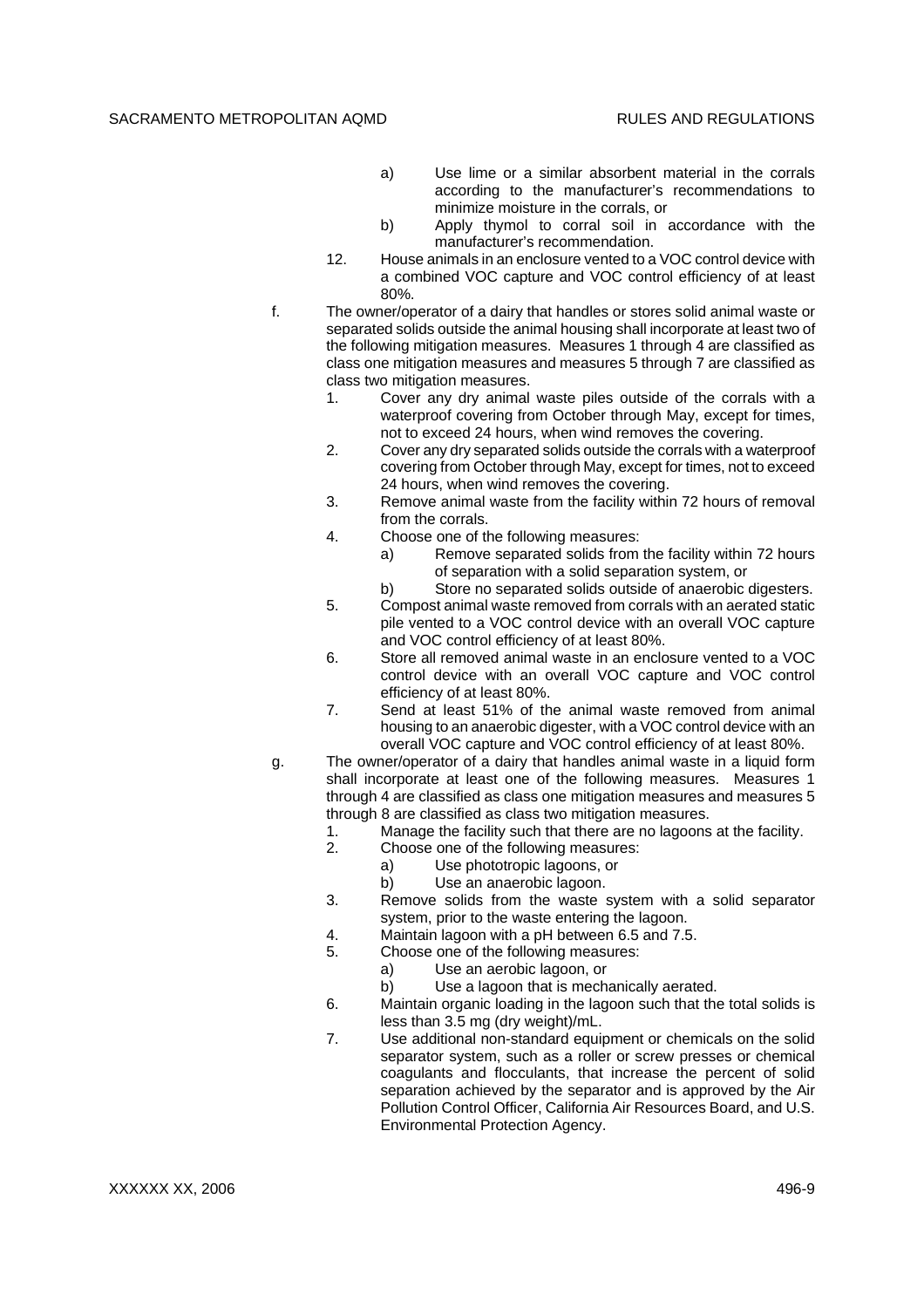a) Use lime or a similar absorbent material in the corrals according to the manufacturer's recommendations to minimize moisture in the corrals, or

b) Apply thymol to corral soil in accordance with the manufacturer's recommendation.

12. House animals in an enclosure vented to a VOC control device with a combined VOC capture and VOC control efficiency of at least 80%.

f. The owner/operator of a dairy that handles or stores solid animal waste or separated solids outside the animal housing shall incorporate at least two of the following mitigation measures. Measures 1 through 4 are classified as class one mitigation measures and measures 5 through 7 are classified as class two mitigation measures.

1. Cover any dry animal waste piles outside of the corrals with a waterproof covering from October through May, except for times, not to exceed 24 hours, when wind removes the covering.
2. Cover any dry separated solids outside the corrals with a waterproof covering from October through May, except for times, not to exceed 24 hours, when wind removes the covering.
3. Remove animal waste from the facility within 72 hours of removal from the corrals.
4. Choose one of the following measures:
   a) Remove separated solids from the facility within 72 hours of separation with a solid separation system, or
   b) Store no separated solids outside of anaerobic digesters.
5. Compost animal waste removed from corrals with an aerated static pile vented to a VOC control device with an overall VOC capture and VOC control efficiency of at least 80%.
6. Store all removed animal waste in an enclosure vented to a VOC control device with an overall VOC capture and VOC control efficiency of at least 80%.
7. Send at least 51% of the animal waste removed from animal housing to an anaerobic digester, with a VOC control device with an overall VOC capture and VOC control efficiency of at least 80%.

g. The owner/operator of a dairy that handles animal waste in a liquid form shall incorporate at least one of the following measures. Measures 1 through 4 are classified as class one mitigation measures and measures 5 through 8 are classified as class two mitigation measures.

1. Manage the facility such that there are no lagoons at the facility.
2. Choose one of the following measures:
   a) Use phototropic lagoons, or
   b) Use an anaerobic lagoon.
3. Remove solids from the waste system with a solid separator system, prior to the waste entering the lagoon.
4. Maintain lagoon with a pH between 6.5 and 7.5.
5. Choose one of the following measures:
   a) Use an aerobic lagoon, or
   b) Use a lagoon that is mechanically aerated.
6. Maintain organic loading in the lagoon such that the total solids is less than 3.5 mg (dry weight)/mL.
7. Use additional non-standard equipment or chemicals on the solid separator system, such as a roller or screw presses or chemical coagulants and flocculants, that increase the percent of solid separation achieved by the separator and is approved by the Air Pollution Control Officer, California Air Resources Board, and U.S. Environmental Protection Agency.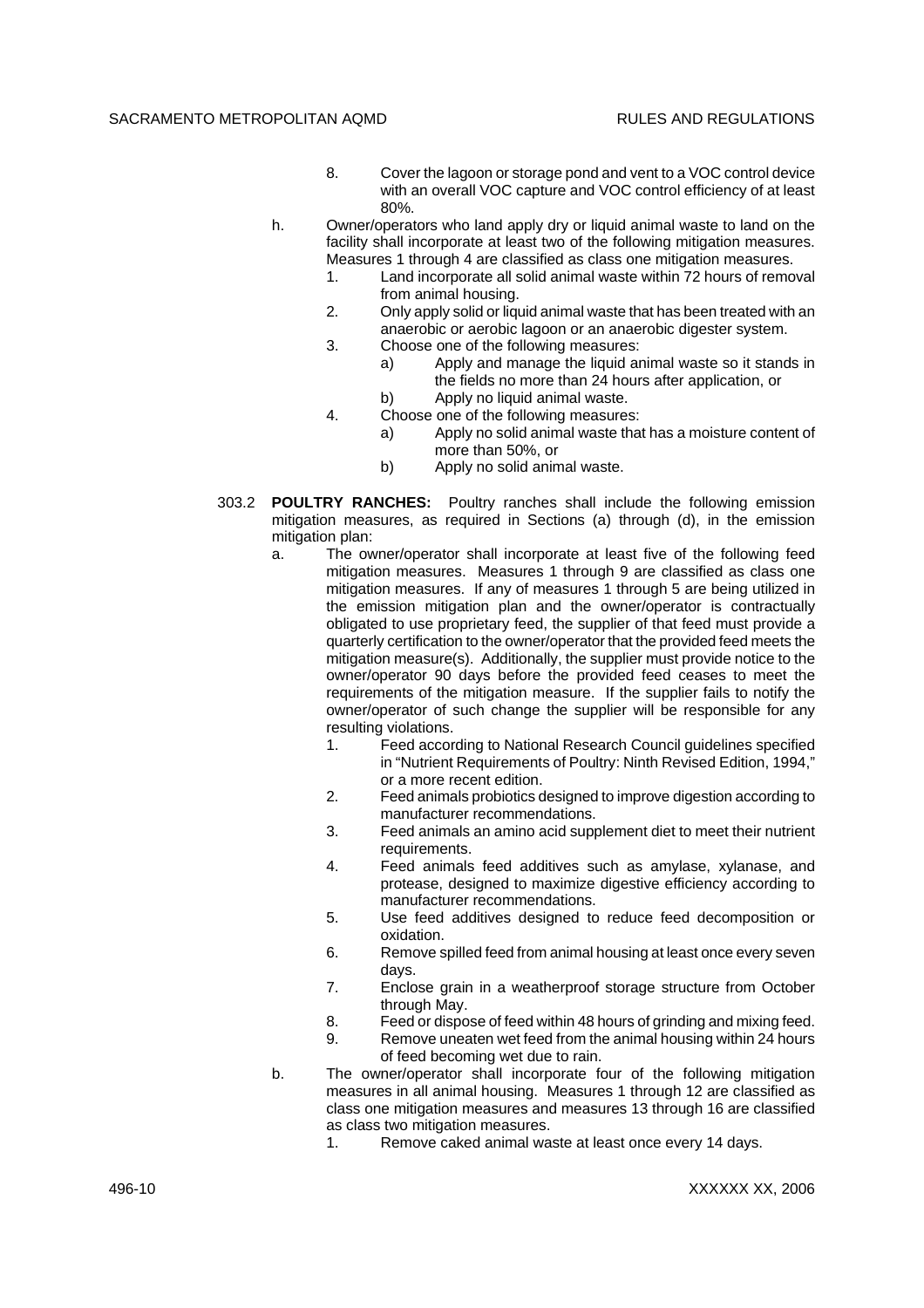8. Cover the lagoon or storage pond and vent to a VOC control device with an overall VOC capture and VOC control efficiency of at least 80%.

h. Owner/operators who land apply dry or liquid animal waste to land on the facility shall incorporate at least two of the following mitigation measures. Measures 1 through 4 are classified as class one mitigation measures.
   1. Land incorporate all solid animal waste within 72 hours of removal from animal housing.
   2. Only apply solid or liquid animal waste that has been treated with an anaerobic or aerobic lagoon or an anaerobic digester system.
   3. Choose one of the following measures:
      a) Apply and manage the liquid animal waste so it stands in the fields no more than 24 hours after application, or
      b) Apply no liquid animal waste.
   4. Choose one of the following measures:
      a) Apply no solid animal waste that has a moisture content of more than 50%, or
      b) Apply no solid animal waste.

303.2 **POULTRY RANCHES:** Poultry ranches shall include the following emission mitigation measures, as required in Sections (a) through (d), in the emission mitigation plan:

a. The owner/operator shall incorporate at least five of the following feed mitigation measures. Measures 1 through 9 are classified as class one mitigation measures. If any of measures 1 through 5 are being utilized in the emission mitigation plan and the owner/operator is contractually obligated to use proprietary feed, the supplier of that feed must provide a quarterly certification to the owner/operator that the provided feed meets the mitigation measure(s). Additionally, the supplier must provide notice to the owner/operator 90 days before the provided feed ceases to meet the requirements of the mitigation measure. If the supplier fails to notify the owner/operator of such change the supplier will be responsible for any resulting violations.
   1. Feed according to National Research Council guidelines specified in "Nutrient Requirements of Poultry: Ninth Revised Edition, 1994," or a more recent edition.
   2. Feed animals probiotics designed to improve digestion according to manufacturer recommendations.
   3. Feed animals an amino acid supplement diet to meet their nutrient requirements.
   4. Feed animals feed additives such as amylase, xylanase, and protease, designed to maximize digestive efficiency according to manufacturer recommendations.
   5. Use feed additives designed to reduce feed decomposition or oxidation.
   6. Remove spilled feed from animal housing at least once every seven days.
   7. Enclose grain in a weatherproof storage structure from October through May.
   8. Feed or dispose of feed within 48 hours of grinding and mixing feed.
   9. Remove uneaten wet feed from the animal housing within 24 hours of feed becoming wet due to rain.

b. The owner/operator shall incorporate four of the following mitigation measures in all animal housing. Measures 1 through 12 are classified as class one mitigation measures and measures 13 through 16 are classified as class two mitigation measures.
   1. Remove caked animal waste at least once every 14 days.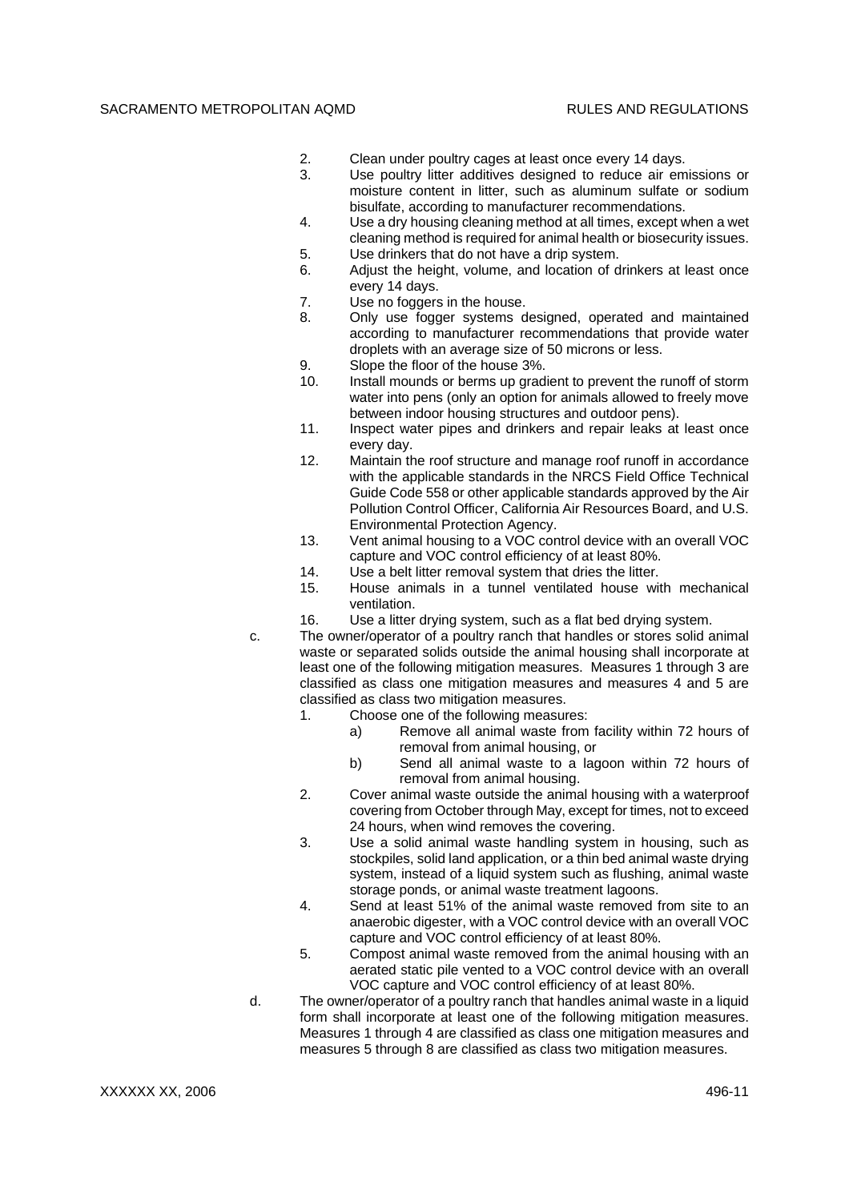2. Clean under poultry cages at least once every 14 days.
3. Use poultry litter additives designed to reduce air emissions or moisture content in litter, such as aluminum sulfate or sodium bisulfate, according to manufacturer recommendations.
4. Use a dry housing cleaning method at all times, except when a wet cleaning method is required for animal health or biosecurity issues.
5. Use drinkers that do not have a drip system.
6. Adjust the height, volume, and location of drinkers at least once every 14 days.
7. Use no foggers in the house.
8. Only use fogger systems designed, operated and maintained according to manufacturer recommendations that provide water droplets with an average size of 50 microns or less.
9. Slope the floor of the house 3%.
10. Install mounds or berms up gradient to prevent the runoff of storm water into pens (only an option for animals allowed to freely move between indoor housing structures and outdoor pens).
11. Inspect water pipes and drinkers and repair leaks at least once every day.
12. Maintain the roof structure and manage roof runoff in accordance with the applicable standards in the NRCS Field Office Technical Guide Code 558 or other applicable standards approved by the Air Pollution Control Officer, California Air Resources Board, and U.S. Environmental Protection Agency.
13. Vent animal housing to a VOC control device with an overall VOC capture and VOC control efficiency of at least 80%.
14. Use a belt litter removal system that dries the litter.
15. House animals in a tunnel ventilated house with mechanical ventilation.
16. Use a litter drying system, such as a flat bed drying system.

c. The owner/operator of a poultry ranch that handles or stores solid animal waste or separated solids outside the animal housing shall incorporate at least one of the following mitigation measures. Measures 1 through 3 are classified as class one mitigation measures and measures 4 and 5 are classified as class two mitigation measures.

1. Choose one of the following measures:
   a) Remove all animal waste from facility within 72 hours of removal from animal housing, or
   b) Send all animal waste to a lagoon within 72 hours of removal from animal housing.
2. Cover animal waste outside the animal housing with a waterproof covering from October through May, except for times, not to exceed 24 hours, when wind removes the covering.
3. Use a solid animal waste handling system in housing, such as stockpiles, solid land application, or a thin bed animal waste drying system, instead of a liquid system such as flushing, animal waste storage ponds, or animal waste treatment lagoons.
4. Send at least 51% of the animal waste removed from site to an anaerobic digester, with a VOC control device with an overall VOC capture and VOC control efficiency of at least 80%.
5. Compost animal waste removed from the animal housing with an aerated static pile vented to a VOC control device with an overall VOC capture and VOC control efficiency of at least 80%.

d. The owner/operator of a poultry ranch that handles animal waste in a liquid form shall incorporate at least one of the following mitigation measures. Measures 1 through 4 are classified as class one mitigation measures and measures 5 through 8 are classified as class two mitigation measures.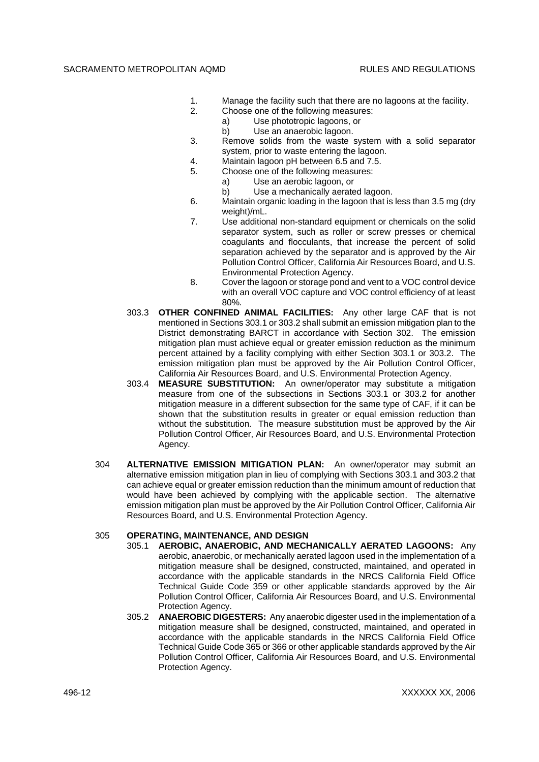1. Manage the facility such that there are no lagoons at the facility.
2. Choose one of the following measures:
   a) Use phototropic lagoons, or
   b) Use an anaerobic lagoon.
3. Remove solids from the waste system with a solid separator system, prior to waste entering the lagoon.
4. Maintain lagoon pH between 6.5 and 7.5.
5. Choose one of the following measures:
   a) Use an aerobic lagoon, or
   b) Use a mechanically aerated lagoon.
6. Maintain organic loading in the lagoon that is less than 3.5 mg (dry weight)/mL.
7. Use additional non-standard equipment or chemicals on the solid separator system, such as roller or screw presses or chemical coagulants and flocculants, that increase the percent of solid separation achieved by the separator and is approved by the Air Pollution Control Officer, California Air Resources Board, and U.S. Environmental Protection Agency.
8. Cover the lagoon or storage pond and vent to a VOC control device with an overall VOC capture and VOC control efficiency of at least 80%.

303.3 **OTHER CONFINED ANIMAL FACILITIES:** Any other large CAF that is not mentioned in Sections 303.1 or 303.2 shall submit an emission mitigation plan to the District demonstrating BARCT in accordance with Section 302. The emission mitigation plan must achieve equal or greater emission reduction as the minimum percent attained by a facility complying with either Section 303.1 or 303.2. The emission mitigation plan must be approved by the Air Pollution Control Officer, California Air Resources Board, and U.S. Environmental Protection Agency.

303.4 **MEASURE SUBSTITUTION:** An owner/operator may substitute a mitigation measure from one of the subsections in Sections 303.1 or 303.2 for another mitigation measure in a different subsection for the same type of CAF, if it can be shown that the substitution results in greater or equal emission reduction than without the substitution. The measure substitution must be approved by the Air Pollution Control Officer, Air Resources Board, and U.S. Environmental Protection Agency.

304 **ALTERNATIVE EMISSION MITIGATION PLAN:** An owner/operator may submit an alternative emission mitigation plan in lieu of complying with Sections 303.1 and 303.2 that can achieve equal or greater emission reduction than the minimum amount of reduction that would have been achieved by complying with the applicable section. The alternative emission mitigation plan must be approved by the Air Pollution Control Officer, California Air Resources Board, and U.S. Environmental Protection Agency.

305 **OPERATING, MAINTENANCE, AND DESIGN**

305.1 **AEROBIC, ANAEROBIC, AND MECHANICALLY AERATED LAGOONS:** Any aerobic, anaerobic, or mechanically aerated lagoon used in the implementation of a mitigation measure shall be designed, constructed, maintained, and operated in accordance with the applicable standards in the NRCS California Field Office Technical Guide Code 359 or other applicable standards approved by the Air Pollution Control Officer, California Air Resources Board, and U.S. Environmental Protection Agency.

305.2 **ANAEROBIC DIGESTERS:** Any anaerobic digester used in the implementation of a mitigation measure shall be designed, constructed, maintained, and operated in accordance with the applicable standards in the NRCS California Field Office Technical Guide Code 365 or 366 or other applicable standards approved by the Air Pollution Control Officer, California Air Resources Board, and U.S. Environmental Protection Agency.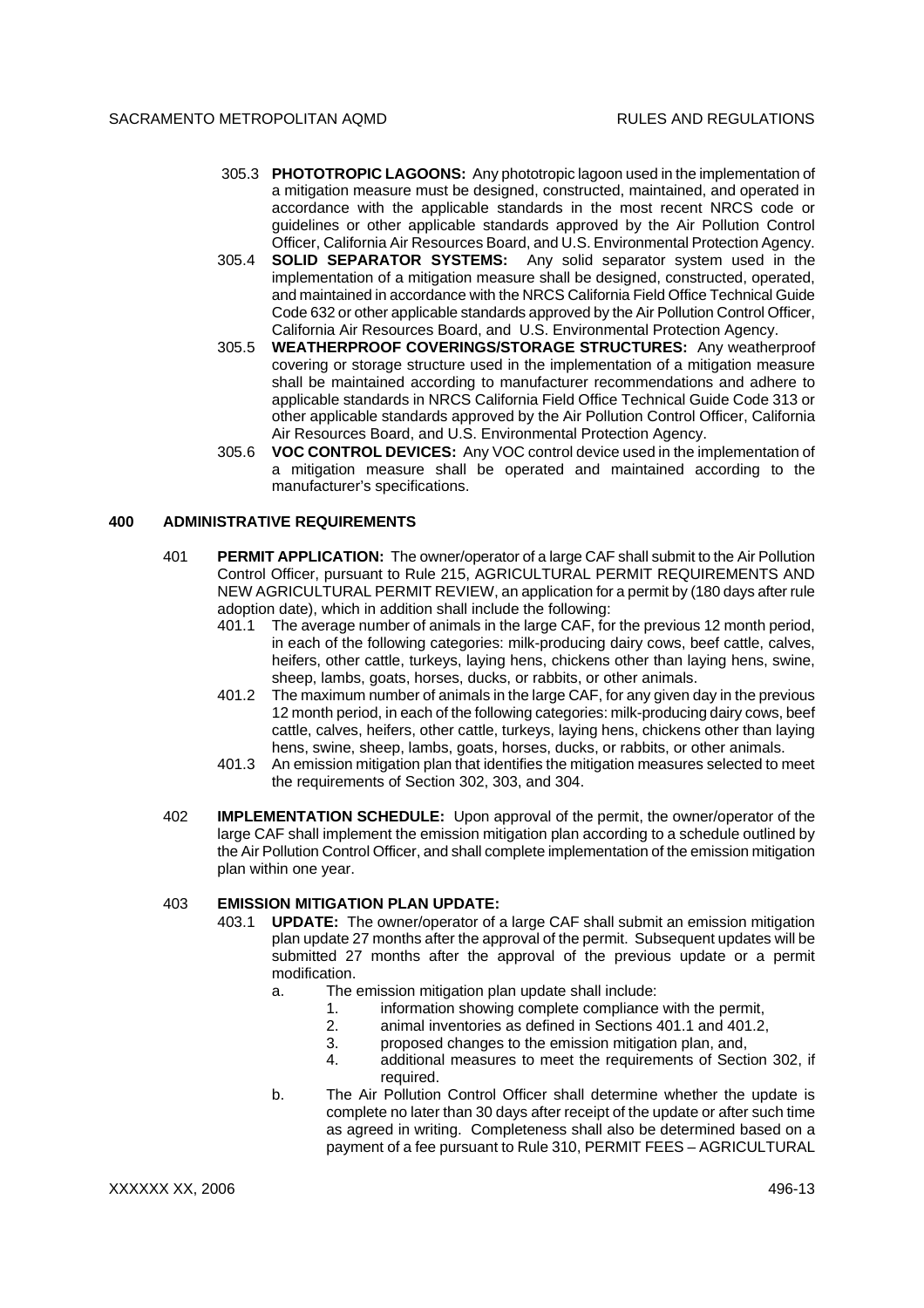305.3 **PHOTOTROPIC LAGOONS:** Any phototropic lagoon used in the implementation of a mitigation measure must be designed, constructed, maintained, and operated in accordance with the applicable standards in the most recent NRCS code or guidelines or other applicable standards approved by the Air Pollution Control Officer, California Air Resources Board, and U.S. Environmental Protection Agency.

305.4 **SOLID SEPARATOR SYSTEMS:** Any solid separator system used in the implementation of a mitigation measure shall be designed, constructed, operated, and maintained in accordance with the NRCS California Field Office Technical Guide Code 632 or other applicable standards approved by the Air Pollution Control Officer, California Air Resources Board, and U.S. Environmental Protection Agency.

305.5 **WEATHERPROOF COVERINGS/STORAGE STRUCTURES:** Any weatherproof covering or storage structure used in the implementation of a mitigation measure shall be maintained according to manufacturer recommendations and adhere to applicable standards in NRCS California Field Office Technical Guide Code 313 or other applicable standards approved by the Air Pollution Control Officer, California Air Resources Board, and U.S. Environmental Protection Agency.

305.6 **VOC CONTROL DEVICES:** Any VOC control device used in the implementation of a mitigation measure shall be operated and maintained according to the manufacturer's specifications.

## 400 ADMINISTRATIVE REQUIREMENTS

401 **PERMIT APPLICATION:** The owner/operator of a large CAF shall submit to the Air Pollution Control Officer, pursuant to Rule 215, AGRICULTURAL PERMIT REQUIREMENTS AND NEW AGRICULTURAL PERMIT REVIEW, an application for a permit by (180 days after rule adoption date), which in addition shall include the following:

401.1 The average number of animals in the large CAF, for the previous 12 month period, in each of the following categories: milk-producing dairy cows, beef cattle, calves, heifers, other cattle, turkeys, laying hens, chickens other than laying hens, swine, sheep, lambs, goats, horses, ducks, or rabbits, or other animals.

401.2 The maximum number of animals in the large CAF, for any given day in the previous 12 month period, in each of the following categories: milk-producing dairy cows, beef cattle, calves, heifers, other cattle, turkeys, laying hens, chickens other than laying hens, swine, sheep, lambs, goats, horses, ducks, or rabbits, or other animals.

401.3 An emission mitigation plan that identifies the mitigation measures selected to meet the requirements of Section 302, 303, and 304.

402 **IMPLEMENTATION SCHEDULE:** Upon approval of the permit, the owner/operator of the large CAF shall implement the emission mitigation plan according to a schedule outlined by the Air Pollution Control Officer, and shall complete implementation of the emission mitigation plan within one year.

403 **EMISSION MITIGATION PLAN UPDATE:**

403.1 **UPDATE:** The owner/operator of a large CAF shall submit an emission mitigation plan update 27 months after the approval of the permit. Subsequent updates will be submitted 27 months after the approval of the previous update or a permit modification.

a. The emission mitigation plan update shall include:
   1. information showing complete compliance with the permit,
   2. animal inventories as defined in Sections 401.1 and 401.2,
   3. proposed changes to the emission mitigation plan, and,
   4. additional measures to meet the requirements of Section 302, if required.

b. The Air Pollution Control Officer shall determine whether the update is complete no later than 30 days after receipt of the update or after such time as agreed in writing. Completeness shall also be determined based on a payment of a fee pursuant to Rule 310, PERMIT FEES – AGRICULTURAL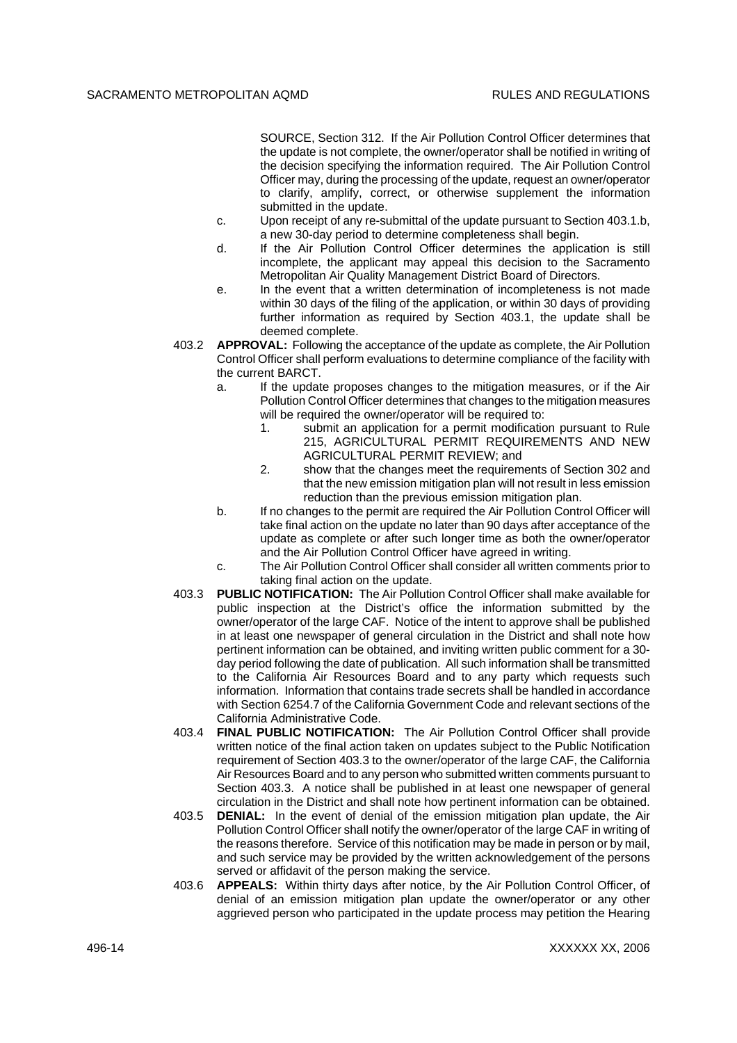SOURCE, Section 312. If the Air Pollution Control Officer determines that the update is not complete, the owner/operator shall be notified in writing of the decision specifying the information required. The Air Pollution Control Officer may, during the processing of the update, request an owner/operator to clarify, amplify, correct, or otherwise supplement the information submitted in the update.

c. Upon receipt of any re-submittal of the update pursuant to Section 403.1.b, a new 30-day period to determine completeness shall begin.

d. If the Air Pollution Control Officer determines the application is still incomplete, the applicant may appeal this decision to the Sacramento Metropolitan Air Quality Management District Board of Directors.

e. In the event that a written determination of incompleteness is not made within 30 days of the filing of the application, or within 30 days of providing further information as required by Section 403.1, the update shall be deemed complete.

403.2 **APPROVAL:** Following the acceptance of the update as complete, the Air Pollution Control Officer shall perform evaluations to determine compliance of the facility with the current BARCT.

a. If the update proposes changes to the mitigation measures, or if the Air Pollution Control Officer determines that changes to the mitigation measures will be required the owner/operator will be required to:

1. submit an application for a permit modification pursuant to Rule 215, AGRICULTURAL PERMIT REQUIREMENTS AND NEW AGRICULTURAL PERMIT REVIEW; and
2. show that the changes meet the requirements of Section 302 and that the new emission mitigation plan will not result in less emission reduction than the previous emission mitigation plan.

b. If no changes to the permit are required the Air Pollution Control Officer will take final action on the update no later than 90 days after acceptance of the update as complete or after such longer time as both the owner/operator and the Air Pollution Control Officer have agreed in writing.

c. The Air Pollution Control Officer shall consider all written comments prior to taking final action on the update.

403.3 **PUBLIC NOTIFICATION:** The Air Pollution Control Officer shall make available for public inspection at the District's office the information submitted by the owner/operator of the large CAF. Notice of the intent to approve shall be published in at least one newspaper of general circulation in the District and shall note how pertinent information can be obtained, and inviting written public comment for a 30-day period following the date of publication. All such information shall be transmitted to the California Air Resources Board and to any party which requests such information. Information that contains trade secrets shall be handled in accordance with Section 6254.7 of the California Government Code and relevant sections of the California Administrative Code.

403.4 **FINAL PUBLIC NOTIFICATION:** The Air Pollution Control Officer shall provide written notice of the final action taken on updates subject to the Public Notification requirement of Section 403.3 to the owner/operator of the large CAF, the California Air Resources Board and to any person who submitted written comments pursuant to Section 403.3. A notice shall be published in at least one newspaper of general circulation in the District and shall note how pertinent information can be obtained.

403.5 **DENIAL:** In the event of denial of the emission mitigation plan update, the Air Pollution Control Officer shall notify the owner/operator of the large CAF in writing of the reasons therefore. Service of this notification may be made in person or by mail, and such service may be provided by the written acknowledgement of the persons served or affidavit of the person making the service.

403.6 **APPEALS:** Within thirty days after notice, by the Air Pollution Control Officer, of denial of an emission mitigation plan update the owner/operator or any other aggrieved person who participated in the update process may petition the Hearing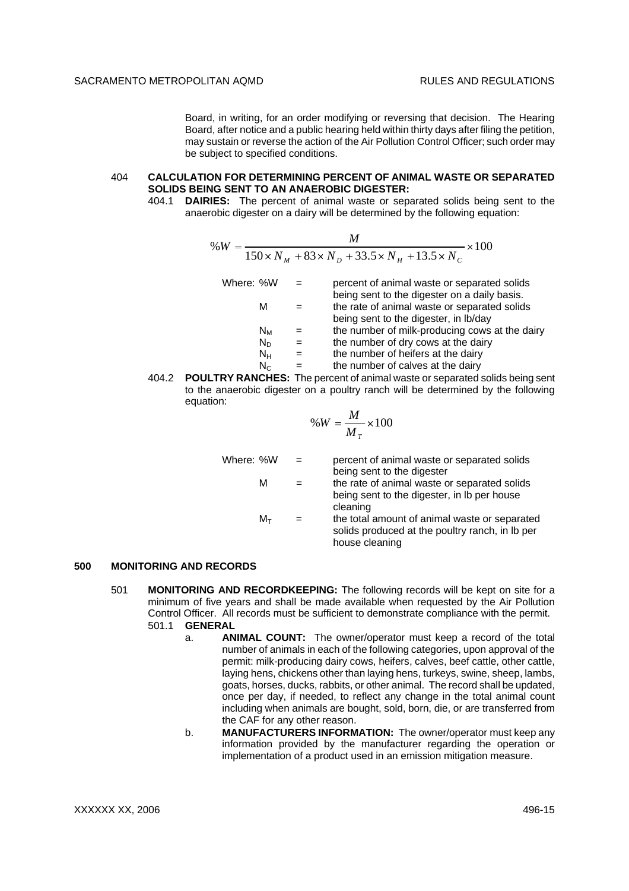Board, in writing, for an order modifying or reversing that decision. The Hearing Board, after notice and a public hearing held within thirty days after filing the petition, may sustain or reverse the action of the Air Pollution Control Officer; such order may be subject to specified conditions.

## 404 CALCULATION FOR DETERMINING PERCENT OF ANIMAL WASTE OR SEPARATED SOLIDS BEING SENT TO AN ANAEROBIC DIGESTER:

404.1 **DAIRIES:** The percent of animal waste or separated solids being sent to the anaerobic digester on a dairy will be determined by the following equation:

$$\%W = \frac{M}{150 \times N_M + 83 \times N_D + 33.5 \times N_H + 13.5 \times N_C} \times 100$$

Where:
- $\%W$ = percent of animal waste or separated solids being sent to the digester on a daily basis.
- $M$ = the rate of animal waste or separated solids being sent to the digester, in lb/day
- $N_M$ = the number of milk-producing cows at the dairy
- $N_D$ = the number of dry cows at the dairy
- $N_H$ = the number of heifers at the dairy
- $N_C$ = the number of calves at the dairy

404.2 **POULTRY RANCHES:** The percent of animal waste or separated solids being sent to the anaerobic digester on a poultry ranch will be determined by the following equation:

$$\%W = \frac{M}{M_T} \times 100$$

Where:
- $\%W$ = percent of animal waste or separated solids being sent to the digester
- $M$ = the rate of animal waste or separated solids being sent to the digester, in lb per house cleaning
- $M_T$ = the total amount of animal waste or separated solids produced at the poultry ranch, in lb per house cleaning

# 500 MONITORING AND RECORDS

501 **MONITORING AND RECORDKEEPING:** The following records will be kept on site for a minimum of five years and shall be made available when requested by the Air Pollution Control Officer. All records must be sufficient to demonstrate compliance with the permit.

501.1 **GENERAL**

a. **ANIMAL COUNT:** The owner/operator must keep a record of the total number of animals in each of the following categories, upon approval of the permit: milk-producing dairy cows, heifers, calves, beef cattle, other cattle, laying hens, chickens other than laying hens, turkeys, swine, sheep, lambs, goats, horses, ducks, rabbits, or other animal. The record shall be updated, once per day, if needed, to reflect any change in the total animal count including when animals are bought, sold, born, die, or are transferred from the CAF for any other reason.

b. **MANUFACTURERS INFORMATION:** The owner/operator must keep any information provided by the manufacturer regarding the operation or implementation of a product used in an emission mitigation measure.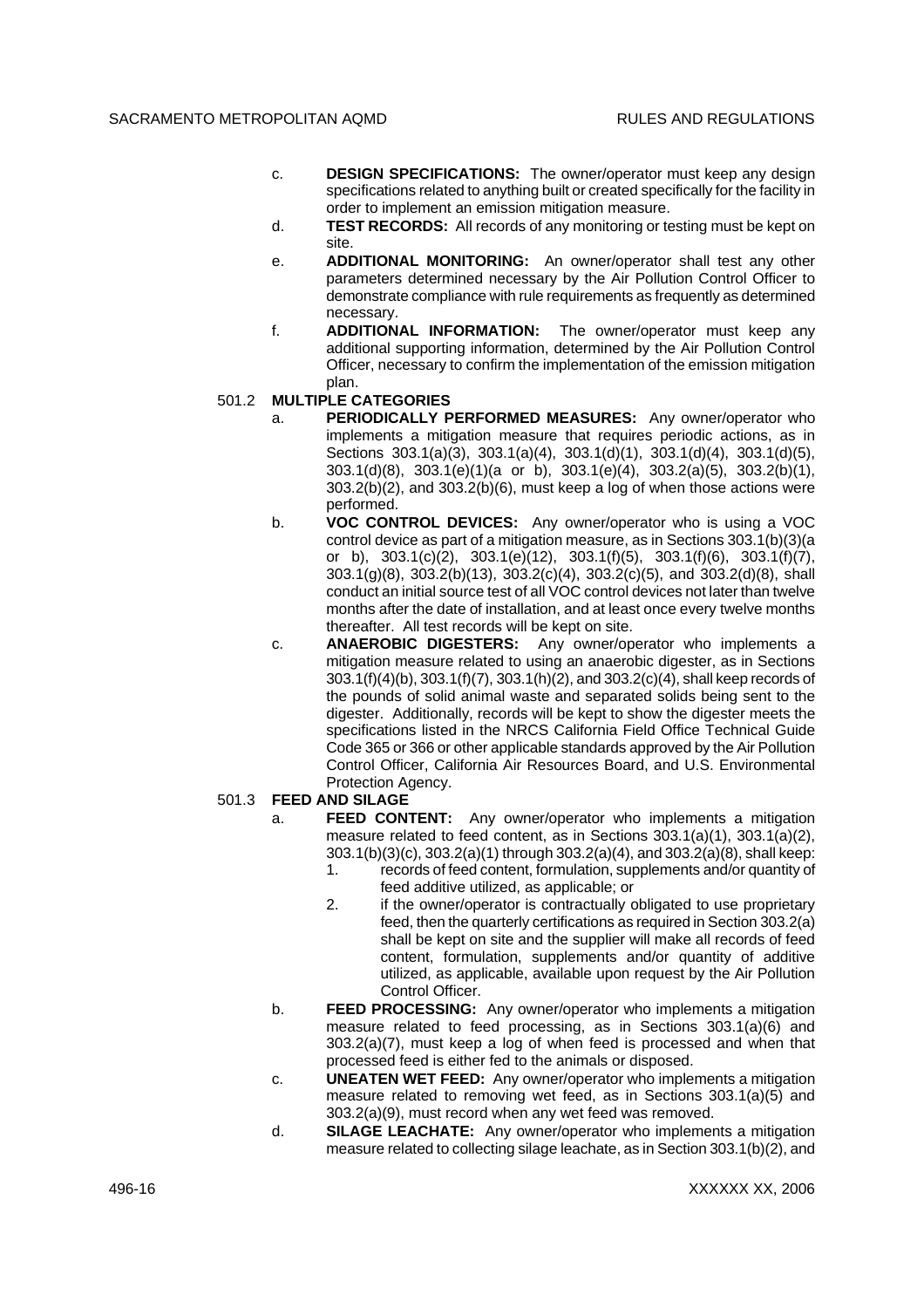c. **DESIGN SPECIFICATIONS:** The owner/operator must keep any design specifications related to anything built or created specifically for the facility in order to implement an emission mitigation measure.

d. **TEST RECORDS:** All records of any monitoring or testing must be kept on site.

e. **ADDITIONAL MONITORING:** An owner/operator shall test any other parameters determined necessary by the Air Pollution Control Officer to demonstrate compliance with rule requirements as frequently as determined necessary.

f. **ADDITIONAL INFORMATION:** The owner/operator must keep any additional supporting information, determined by the Air Pollution Control Officer, necessary to confirm the implementation of the emission mitigation plan.

501.2 **MULTIPLE CATEGORIES**

a. **PERIODICALLY PERFORMED MEASURES:** Any owner/operator who implements a mitigation measure that requires periodic actions, as in Sections 303.1(a)(3), 303.1(a)(4), 303.1(d)(1), 303.1(d)(4), 303.1(d)(5), 303.1(d)(8), 303.1(e)(1)(a or b), 303.1(e)(4), 303.2(a)(5), 303.2(b)(1), 303.2(b)(2), and 303.2(b)(6), must keep a log of when those actions were performed.

b. **VOC CONTROL DEVICES:** Any owner/operator who is using a VOC control device as part of a mitigation measure, as in Sections 303.1(b)(3)(a or b), 303.1(c)(2), 303.1(e)(12), 303.1(f)(5), 303.1(f)(6), 303.1(f)(7), 303.1(g)(8), 303.2(b)(13), 303.2(c)(4), 303.2(c)(5), and 303.2(d)(8), shall conduct an initial source test of all VOC control devices not later than twelve months after the date of installation, and at least once every twelve months thereafter. All test records will be kept on site.

c. **ANAEROBIC DIGESTERS:** Any owner/operator who implements a mitigation measure related to using an anaerobic digester, as in Sections 303.1(f)(4)(b), 303.1(f)(7), 303.1(h)(2), and 303.2(c)(4), shall keep records of the pounds of solid animal waste and separated solids being sent to the digester. Additionally, records will be kept to show the digester meets the specifications listed in the NRCS California Field Office Technical Guide Code 365 or 366 or other applicable standards approved by the Air Pollution Control Officer, California Air Resources Board, and U.S. Environmental Protection Agency.

501.3 **FEED AND SILAGE**

a. **FEED CONTENT:** Any owner/operator who implements a mitigation measure related to feed content, as in Sections 303.1(a)(1), 303.1(a)(2), 303.1(b)(3)(c), 303.2(a)(1) through 303.2(a)(4), and 303.2(a)(8), shall keep:

1. records of feed content, formulation, supplements and/or quantity of feed additive utilized, as applicable; or
2. if the owner/operator is contractually obligated to use proprietary feed, then the quarterly certifications as required in Section 303.2(a) shall be kept on site and the supplier will make all records of feed content, formulation, supplements and/or quantity of additive utilized, as applicable, available upon request by the Air Pollution Control Officer.

b. **FEED PROCESSING:** Any owner/operator who implements a mitigation measure related to feed processing, as in Sections 303.1(a)(6) and 303.2(a)(7), must keep a log of when feed is processed and when that processed feed is either fed to the animals or disposed.

c. **UNEATEN WET FEED:** Any owner/operator who implements a mitigation measure related to removing wet feed, as in Sections 303.1(a)(5) and 303.2(a)(9), must record when any wet feed was removed.

d. **SILAGE LEACHATE:** Any owner/operator who implements a mitigation measure related to collecting silage leachate, as in Section 303.1(b)(2), and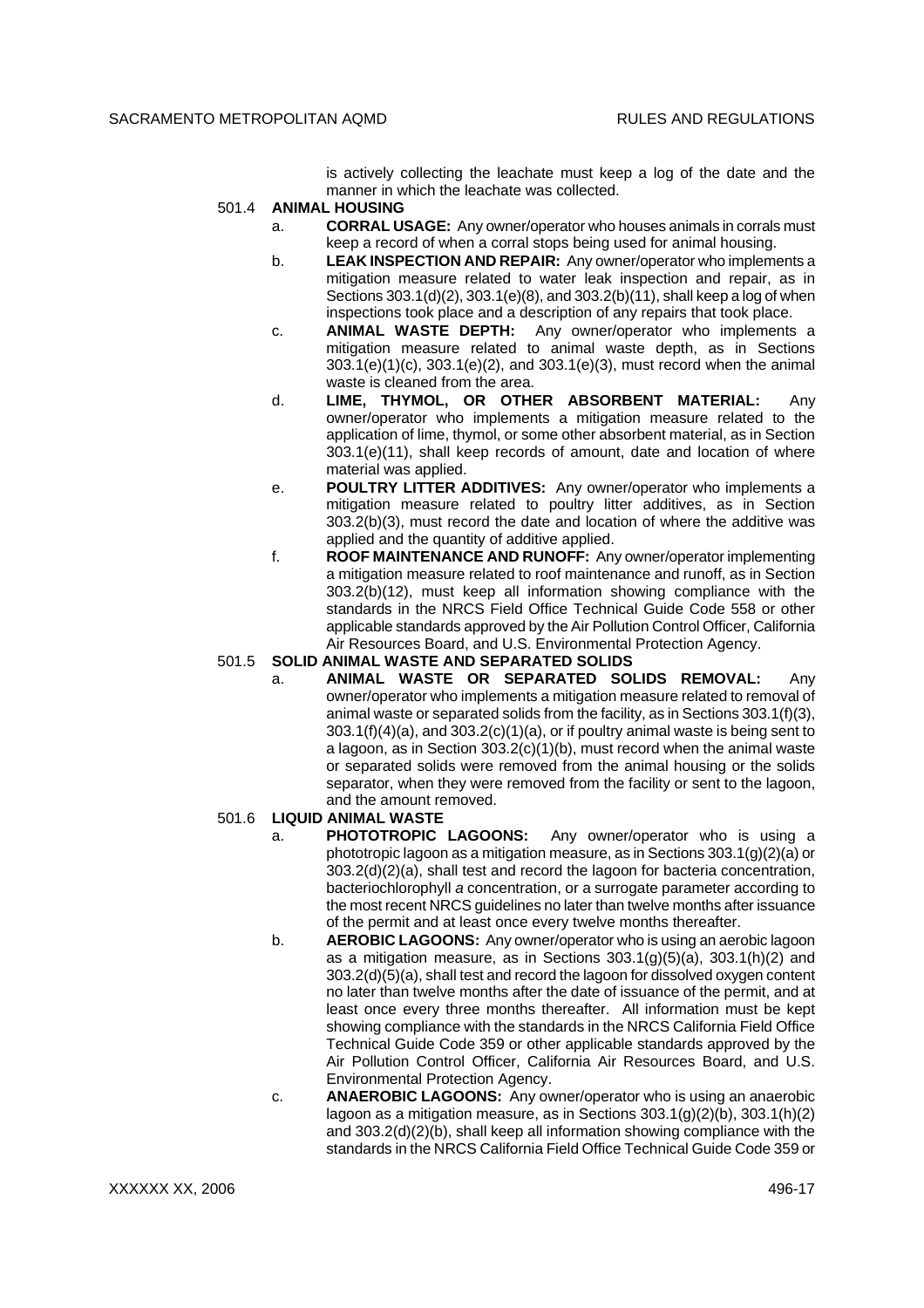is actively collecting the leachate must keep a log of the date and the manner in which the leachate was collected.

501.4 **ANIMAL HOUSING**

a. **CORRAL USAGE:** Any owner/operator who houses animals in corrals must keep a record of when a corral stops being used for animal housing.

b. **LEAK INSPECTION AND REPAIR:** Any owner/operator who implements a mitigation measure related to water leak inspection and repair, as in Sections 303.1(d)(2), 303.1(e)(8), and 303.2(b)(11), shall keep a log of when inspections took place and a description of any repairs that took place.

c. **ANIMAL WASTE DEPTH:** Any owner/operator who implements a mitigation measure related to animal waste depth, as in Sections 303.1(e)(1)(c), 303.1(e)(2), and 303.1(e)(3), must record when the animal waste is cleaned from the area.

d. **LIME, THYMOL, OR OTHER ABSORBENT MATERIAL:** Any owner/operator who implements a mitigation measure related to the application of lime, thymol, or some other absorbent material, as in Section 303.1(e)(11), shall keep records of amount, date and location of where material was applied.

e. **POULTRY LITTER ADDITIVES:** Any owner/operator who implements a mitigation measure related to poultry litter additives, as in Section 303.2(b)(3), must record the date and location of where the additive was applied and the quantity of additive applied.

f. **ROOF MAINTENANCE AND RUNOFF:** Any owner/operator implementing a mitigation measure related to roof maintenance and runoff, as in Section 303.2(b)(12), must keep all information showing compliance with the standards in the NRCS Field Office Technical Guide Code 558 or other applicable standards approved by the Air Pollution Control Officer, California Air Resources Board, and U.S. Environmental Protection Agency.

501.5 **SOLID ANIMAL WASTE AND SEPARATED SOLIDS**

a. **ANIMAL WASTE OR SEPARATED SOLIDS REMOVAL:** Any owner/operator who implements a mitigation measure related to removal of animal waste or separated solids from the facility, as in Sections 303.1(f)(3), 303.1(f)(4)(a), and 303.2(c)(1)(a), or if poultry animal waste is being sent to a lagoon, as in Section 303.2(c)(1)(b), must record when the animal waste or separated solids were removed from the animal housing or the solids separator, when they were removed from the facility or sent to the lagoon, and the amount removed.

501.6 **LIQUID ANIMAL WASTE**

a. **PHOTOTROPIC LAGOONS:** Any owner/operator who is using a phototropic lagoon as a mitigation measure, as in Sections 303.1(g)(2)(a) or 303.2(d)(2)(a), shall test and record the lagoon for bacteria concentration, bacteriochlorophyll *a* concentration, or a surrogate parameter according to the most recent NRCS guidelines no later than twelve months after issuance of the permit and at least once every twelve months thereafter.

b. **AEROBIC LAGOONS:** Any owner/operator who is using an aerobic lagoon as a mitigation measure, as in Sections 303.1(g)(5)(a), 303.1(h)(2) and 303.2(d)(5)(a), shall test and record the lagoon for dissolved oxygen content no later than twelve months after the date of issuance of the permit, and at least once every three months thereafter. All information must be kept showing compliance with the standards in the NRCS California Field Office Technical Guide Code 359 or other applicable standards approved by the Air Pollution Control Officer, California Air Resources Board, and U.S. Environmental Protection Agency.

c. **ANAEROBIC LAGOONS:** Any owner/operator who is using an anaerobic lagoon as a mitigation measure, as in Sections 303.1(g)(2)(b), 303.1(h)(2) and 303.2(d)(2)(b), shall keep all information showing compliance with the standards in the NRCS California Field Office Technical Guide Code 359 or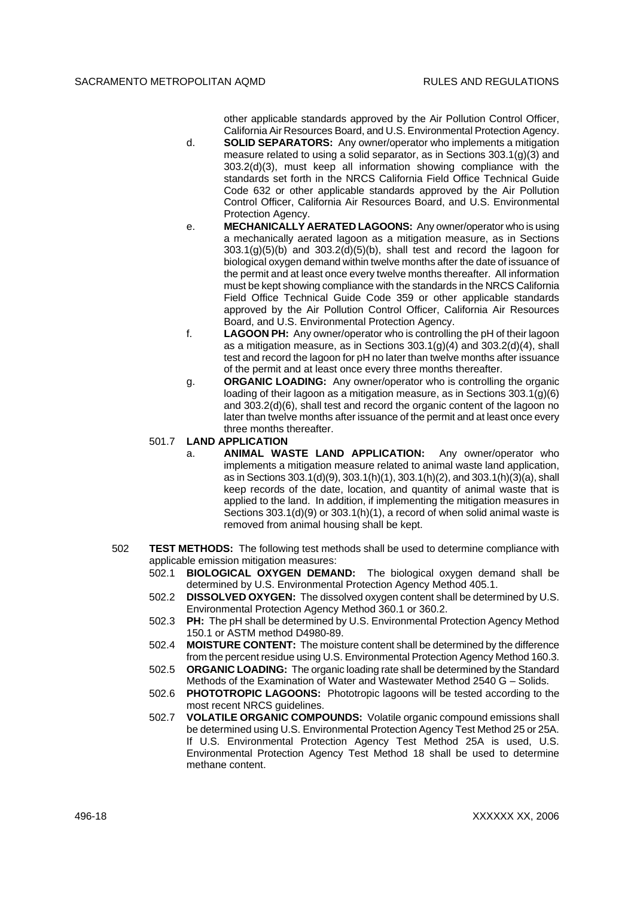other applicable standards approved by the Air Pollution Control Officer, California Air Resources Board, and U.S. Environmental Protection Agency.

d. **SOLID SEPARATORS:** Any owner/operator who implements a mitigation measure related to using a solid separator, as in Sections 303.1(g)(3) and 303.2(d)(3), must keep all information showing compliance with the standards set forth in the NRCS California Field Office Technical Guide Code 632 or other applicable standards approved by the Air Pollution Control Officer, California Air Resources Board, and U.S. Environmental Protection Agency.

e. **MECHANICALLY AERATED LAGOONS:** Any owner/operator who is using a mechanically aerated lagoon as a mitigation measure, as in Sections 303.1(g)(5)(b) and 303.2(d)(5)(b), shall test and record the lagoon for biological oxygen demand within twelve months after the date of issuance of the permit and at least once every twelve months thereafter. All information must be kept showing compliance with the standards in the NRCS California Field Office Technical Guide Code 359 or other applicable standards approved by the Air Pollution Control Officer, California Air Resources Board, and U.S. Environmental Protection Agency.

f. **LAGOON PH:** Any owner/operator who is controlling the pH of their lagoon as a mitigation measure, as in Sections 303.1(g)(4) and 303.2(d)(4), shall test and record the lagoon for pH no later than twelve months after issuance of the permit and at least once every three months thereafter.

g. **ORGANIC LOADING:** Any owner/operator who is controlling the organic loading of their lagoon as a mitigation measure, as in Sections 303.1(g)(6) and 303.2(d)(6), shall test and record the organic content of the lagoon no later than twelve months after issuance of the permit and at least once every three months thereafter.

501.7 **LAND APPLICATION**

a. **ANIMAL WASTE LAND APPLICATION:** Any owner/operator who implements a mitigation measure related to animal waste land application, as in Sections 303.1(d)(9), 303.1(h)(1), 303.1(h)(2), and 303.1(h)(3)(a), shall keep records of the date, location, and quantity of animal waste that is applied to the land. In addition, if implementing the mitigation measures in Sections 303.1(d)(9) or 303.1(h)(1), a record of when solid animal waste is removed from animal housing shall be kept.

502 **TEST METHODS:** The following test methods shall be used to determine compliance with applicable emission mitigation measures:

502.1 **BIOLOGICAL OXYGEN DEMAND:** The biological oxygen demand shall be determined by U.S. Environmental Protection Agency Method 405.1.

502.2 **DISSOLVED OXYGEN:** The dissolved oxygen content shall be determined by U.S. Environmental Protection Agency Method 360.1 or 360.2.

502.3 **PH:** The pH shall be determined by U.S. Environmental Protection Agency Method 150.1 or ASTM method D4980-89.

502.4 **MOISTURE CONTENT:** The moisture content shall be determined by the difference from the percent residue using U.S. Environmental Protection Agency Method 160.3.

502.5 **ORGANIC LOADING:** The organic loading rate shall be determined by the Standard Methods of the Examination of Water and Wastewater Method 2540 G – Solids.

502.6 **PHOTOTROPIC LAGOONS:** Phototropic lagoons will be tested according to the most recent NRCS guidelines.

502.7 **VOLATILE ORGANIC COMPOUNDS:** Volatile organic compound emissions shall be determined using U.S. Environmental Protection Agency Test Method 25 or 25A. If U.S. Environmental Protection Agency Test Method 25A is used, U.S. Environmental Protection Agency Test Method 18 shall be used to determine methane content.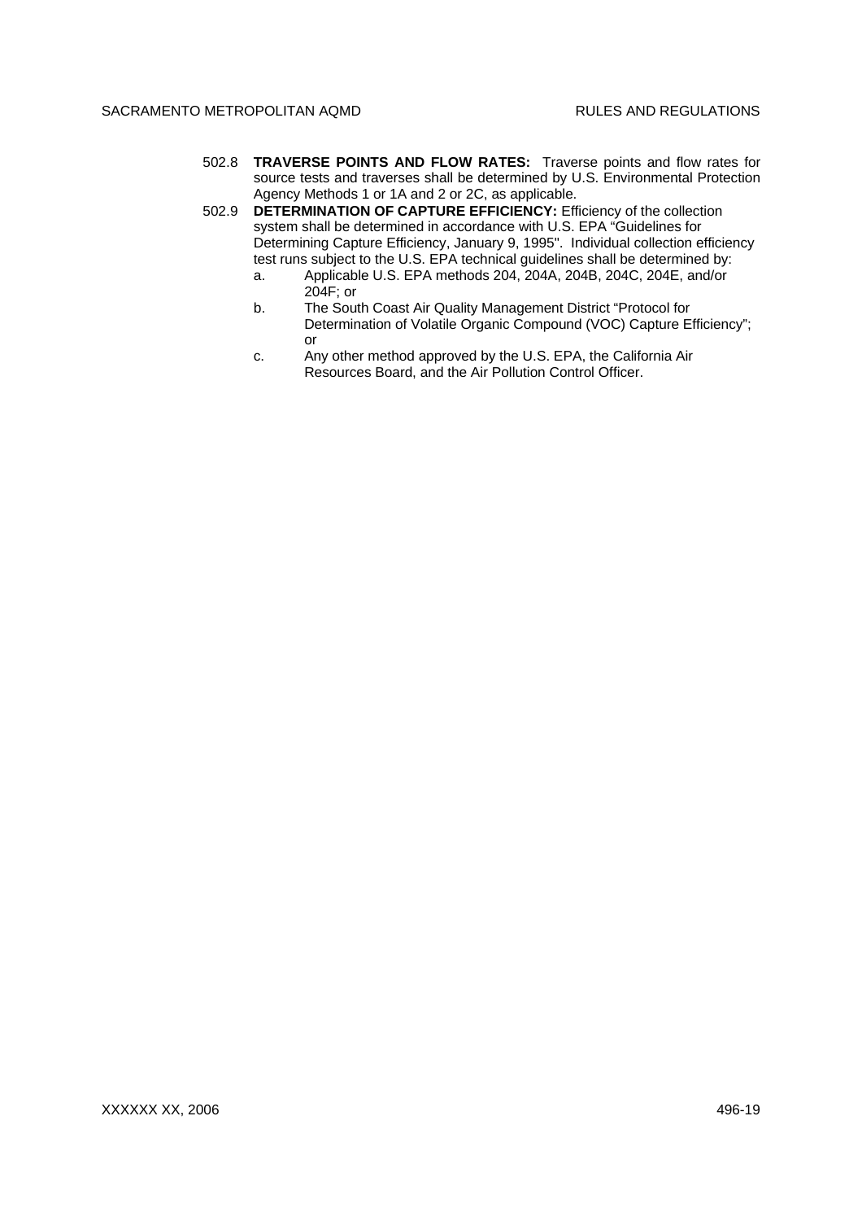502.8 **TRAVERSE POINTS AND FLOW RATES:** Traverse points and flow rates for source tests and traverses shall be determined by U.S. Environmental Protection Agency Methods 1 or 1A and 2 or 2C, as applicable.

502.9 **DETERMINATION OF CAPTURE EFFICIENCY:** Efficiency of the collection system shall be determined in accordance with U.S. EPA "Guidelines for Determining Capture Efficiency, January 9, 1995". Individual collection efficiency test runs subject to the U.S. EPA technical guidelines shall be determined by:

a. Applicable U.S. EPA methods 204, 204A, 204B, 204C, 204E, and/or 204F; or

b. The South Coast Air Quality Management District "Protocol for Determination of Volatile Organic Compound (VOC) Capture Efficiency"; or

c. Any other method approved by the U.S. EPA, the California Air Resources Board, and the Air Pollution Control Officer.